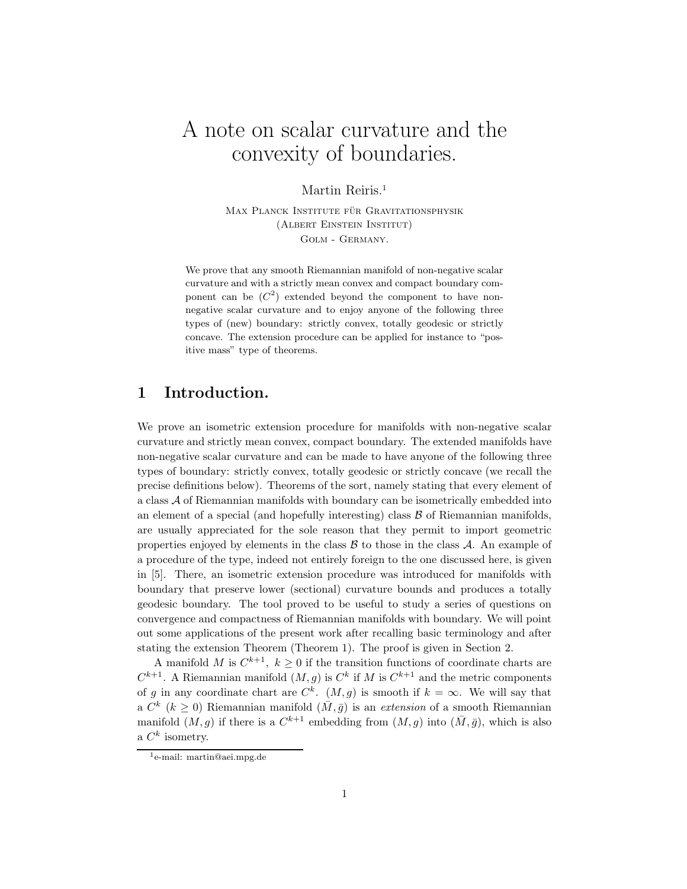# A note on scalar curvature and the convexity of boundaries.

Martin Reiris.[1]

Max Planck Institute für Gravitationsphysik
(Albert Einstein Institut)
Golm - Germany.

We prove that any smooth Riemannian manifold of non-negative scalar curvature and with a strictly mean convex and compact boundary component can be ($C^2$) extended beyond the component to have non-negative scalar curvature and to enjoy anyone of the following three types of (new) boundary: strictly convex, totally geodesic or strictly concave. The extension procedure can be applied for instance to "positive mass" type of theorems.

## 1 Introduction.

We prove an isometric extension procedure for manifolds with non-negative scalar curvature and strictly mean convex, compact boundary. The extended manifolds have non-negative scalar curvature and can be made to have anyone of the following three types of boundary: strictly convex, totally geodesic or strictly concave (we recall the precise definitions below). Theorems of the sort, namely stating that every element of a class $\mathcal{A}$ of Riemannian manifolds with boundary can be isometrically embedded into an element of a special (and hopefully interesting) class $\mathcal{B}$ of Riemannian manifolds, are usually appreciated for the sole reason that they permit to import geometric properties enjoyed by elements in the class $\mathcal{B}$ to those in the class $\mathcal{A}$. An example of a procedure of the type, indeed not entirely foreign to the one discussed here, is given in [5]. There, an isometric extension procedure was introduced for manifolds with boundary that preserve lower (sectional) curvature bounds and produces a totally geodesic boundary. The tool proved to be useful to study a series of questions on convergence and compactness of Riemannian manifolds with boundary. We will point out some applications of the present work after recalling basic terminology and after stating the extension Theorem (Theorem 1). The proof is given in Section 2.

A manifold $M$ is $C^{k+1}$, $k \geq 0$ if the transition functions of coordinate charts are $C^{k+1}$. A Riemannian manifold $(M, g)$ is $C^k$ if $M$ is $C^{k+1}$ and the metric components of $g$ in any coordinate chart are $C^k$. $(M, g)$ is smooth if $k = \infty$. We will say that a $C^k$ ($k \geq 0$) Riemannian manifold $(\bar{M}, \bar{g})$ is an *extension* of a smooth Riemannian manifold $(M, g)$ if there is a $C^{k+1}$ embedding from $(M, g)$ into $(\bar{M}, \bar{g})$, which is also a $C^k$ isometry.

[1] e-mail: martin@aei.mpg.de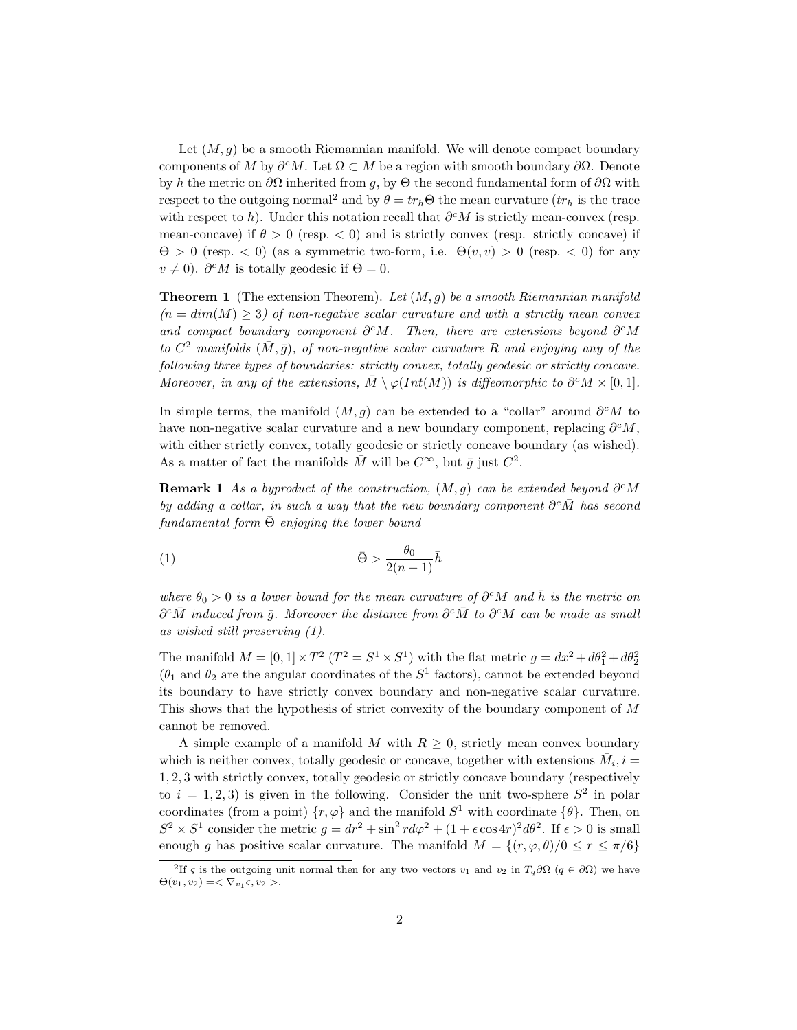Let $(M, g)$ be a smooth Riemannian manifold. We will denote compact boundary components of $M$ by $\partial^c M$. Let $\Omega \subset M$ be a region with smooth boundary $\partial\Omega$. Denote by $h$ the metric on $\partial\Omega$ inherited from $g$, by $\Theta$ the second fundamental form of $\partial\Omega$ with respect to the outgoing normal[2] and by $\theta = tr_h\Theta$ the mean curvature ($tr_h$ is the trace with respect to $h$). Under this notation recall that $\partial^c M$ is strictly mean-convex (resp. mean-concave) if $\theta > 0$ (resp. $< 0$) and is strictly convex (resp. strictly concave) if $\Theta > 0$ (resp. $< 0$) (as a symmetric two-form, i.e. $\Theta(v, v) > 0$ (resp. $< 0$) for any $v \neq 0$). $\partial^c M$ is totally geodesic if $\Theta = 0$.

**Theorem 1** (The extension Theorem). *Let $(M, g)$ be a smooth Riemannian manifold ($n = dim(M) \geq 3$) of non-negative scalar curvature and with a strictly mean convex and compact boundary component $\partial^c M$. Then, there are extensions beyond $\partial^c M$ to $C^2$ manifolds $(\bar{M}, \bar{g})$, of non-negative scalar curvature $R$ and enjoying any of the following three types of boundaries: strictly convex, totally geodesic or strictly concave. Moreover, in any of the extensions, $\bar{M} \setminus \varphi(Int(M))$ is diffeomorphic to $\partial^c M \times [0, 1]$.*

In simple terms, the manifold $(M, g)$ can be extended to a "collar" around $\partial^c M$ to have non-negative scalar curvature and a new boundary component, replacing $\partial^c M$, with either strictly convex, totally geodesic or strictly concave boundary (as wished). As a matter of fact the manifolds $\bar{M}$ will be $C^\infty$, but $\bar{g}$ just $C^2$.

**Remark 1** *As a byproduct of the construction, $(M, g)$ can be extended beyond $\partial^c M$ by adding a collar, in such a way that the new boundary component $\partial^c \bar{M}$ has second fundamental form $\bar{\Theta}$ enjoying the lower bound*

$$\bar{\Theta} > \frac{\theta_0}{2(n-1)}\bar{h} \tag{1}$$

*where $\theta_0 > 0$ is a lower bound for the mean curvature of $\partial^c M$ and $\bar{h}$ is the metric on $\partial^c \bar{M}$ induced from $\bar{g}$. Moreover the distance from $\partial^c \bar{M}$ to $\partial^c M$ can be made as small as wished still preserving (1).*

The manifold $M = [0, 1] \times T^2$ ($T^2 = S^1 \times S^1$) with the flat metric $g = dx^2 + d\theta_1^2 + d\theta_2^2$ ($\theta_1$ and $\theta_2$ are the angular coordinates of the $S^1$ factors), cannot be extended beyond its boundary to have strictly convex boundary and non-negative scalar curvature. This shows that the hypothesis of strict convexity of the boundary component of $M$ cannot be removed.

A simple example of a manifold $M$ with $R \geq 0$, strictly mean convex boundary which is neither convex, totally geodesic or concave, together with extensions $\bar{M}_i, i = 1, 2, 3$ with strictly convex, totally geodesic or strictly concave boundary (respectively to $i = 1, 2, 3$) is given in the following. Consider the unit two-sphere $S^2$ in polar coordinates (from a point) $\{r, \varphi\}$ and the manifold $S^1$ with coordinate $\{\theta\}$. Then, on $S^2 \times S^1$ consider the metric $g = dr^2 + \sin^2 r d\varphi^2 + (1 + \epsilon \cos 4r)^2 d\theta^2$. If $\epsilon > 0$ is small enough $g$ has positive scalar curvature. The manifold $M = \{(r, \varphi, \theta)/0 \leq r \leq \pi/6\}$

[2] If $\varsigma$ is the outgoing unit normal then for any two vectors $v_1$ and $v_2$ in $T_q\partial\Omega$ ($q \in \partial\Omega$) we have $\Theta(v_1, v_2) = <\nabla_{v_1}\varsigma, v_2>$.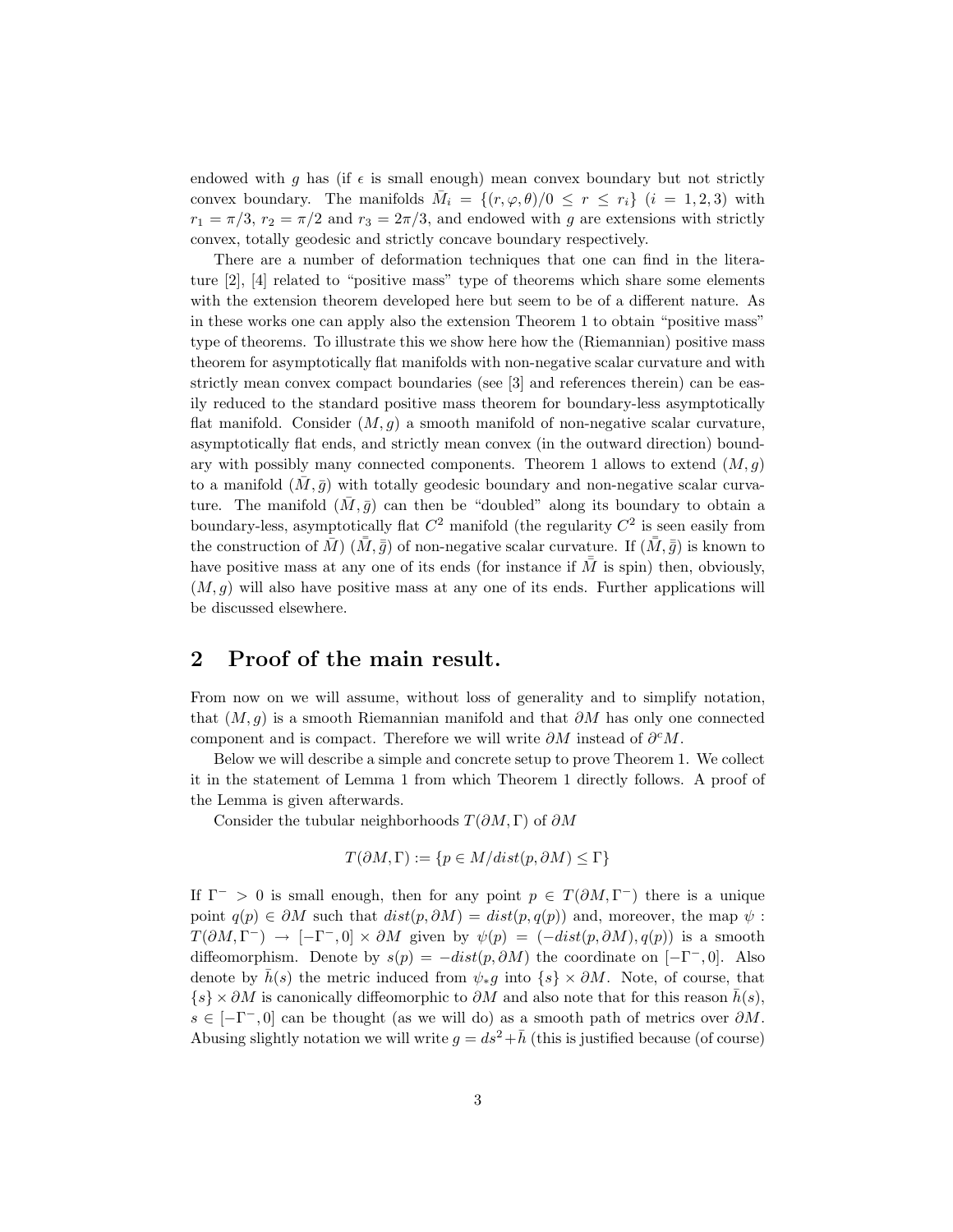endowed with $g$ has (if $\epsilon$ is small enough) mean convex boundary but not strictly convex boundary. The manifolds $\bar{M}_i = \{(r,\varphi,\theta)/0 \leq r \leq r_i\}$ $(i=1,2,3)$ with $r_1 = \pi/3$, $r_2 = \pi/2$ and $r_3 = 2\pi/3$, and endowed with $g$ are extensions with strictly convex, totally geodesic and strictly concave boundary respectively.

There are a number of deformation techniques that one can find in the literature [2], [4] related to "positive mass" type of theorems which share some elements with the extension theorem developed here but seem to be of a different nature. As in these works one can apply also the extension Theorem 1 to obtain "positive mass" type of theorems. To illustrate this we show here how the (Riemannian) positive mass theorem for asymptotically flat manifolds with non-negative scalar curvature and with strictly mean convex compact boundaries (see [3] and references therein) can be easily reduced to the standard positive mass theorem for boundary-less asymptotically flat manifold. Consider $(M,g)$ a smooth manifold of non-negative scalar curvature, asymptotically flat ends, and strictly mean convex (in the outward direction) boundary with possibly many connected components. Theorem 1 allows to extend $(M,g)$ to a manifold $(\bar{M},\bar{g})$ with totally geodesic boundary and non-negative scalar curvature. The manifold $(\bar{M},\bar{g})$ can then be "doubled" along its boundary to obtain a boundary-less, asymptotically flat $C^2$ manifold (the regularity $C^2$ is seen easily from the construction of $\bar{M}$) $(\bar{\bar{M}},\bar{\bar{g}})$ of non-negative scalar curvature. If $(\bar{\bar{M}},\bar{\bar{g}})$ is known to have positive mass at any one of its ends (for instance if $\bar{\bar{M}}$ is spin) then, obviously, $(M,g)$ will also have positive mass at any one of its ends. Further applications will be discussed elsewhere.

## 2 Proof of the main result.

From now on we will assume, without loss of generality and to simplify notation, that $(M,g)$ is a smooth Riemannian manifold and that $\partial M$ has only one connected component and is compact. Therefore we will write $\partial M$ instead of $\partial^c M$.

Below we will describe a simple and concrete setup to prove Theorem 1. We collect it in the statement of Lemma 1 from which Theorem 1 directly follows. A proof of the Lemma is given afterwards.

Consider the tubular neighborhoods $T(\partial M,\Gamma)$ of $\partial M$

$$T(\partial M,\Gamma) := \{p \in M/dist(p,\partial M) \leq \Gamma\}$$

If $\Gamma^- > 0$ is small enough, then for any point $p \in T(\partial M,\Gamma^-)$ there is a unique point $q(p) \in \partial M$ such that $dist(p,\partial M) = dist(p,q(p))$ and, moreover, the map $\psi : T(\partial M,\Gamma^-) \rightarrow [-\Gamma^-,0] \times \partial M$ given by $\psi(p) = (-dist(p,\partial M), q(p))$ is a smooth diffeomorphism. Denote by $s(p) = -dist(p,\partial M)$ the coordinate on $[-\Gamma^-,0]$. Also denote by $\bar{h}(s)$ the metric induced from $\psi_* g$ into $\{s\} \times \partial M$. Note, of course, that $\{s\} \times \partial M$ is canonically diffeomorphic to $\partial M$ and also note that for this reason $\bar{h}(s)$, $s \in [-\Gamma^-,0]$ can be thought (as we will do) as a smooth path of metrics over $\partial M$. Abusing slightly notation we will write $g = ds^2 + \bar{h}$ (this is justified because (of course)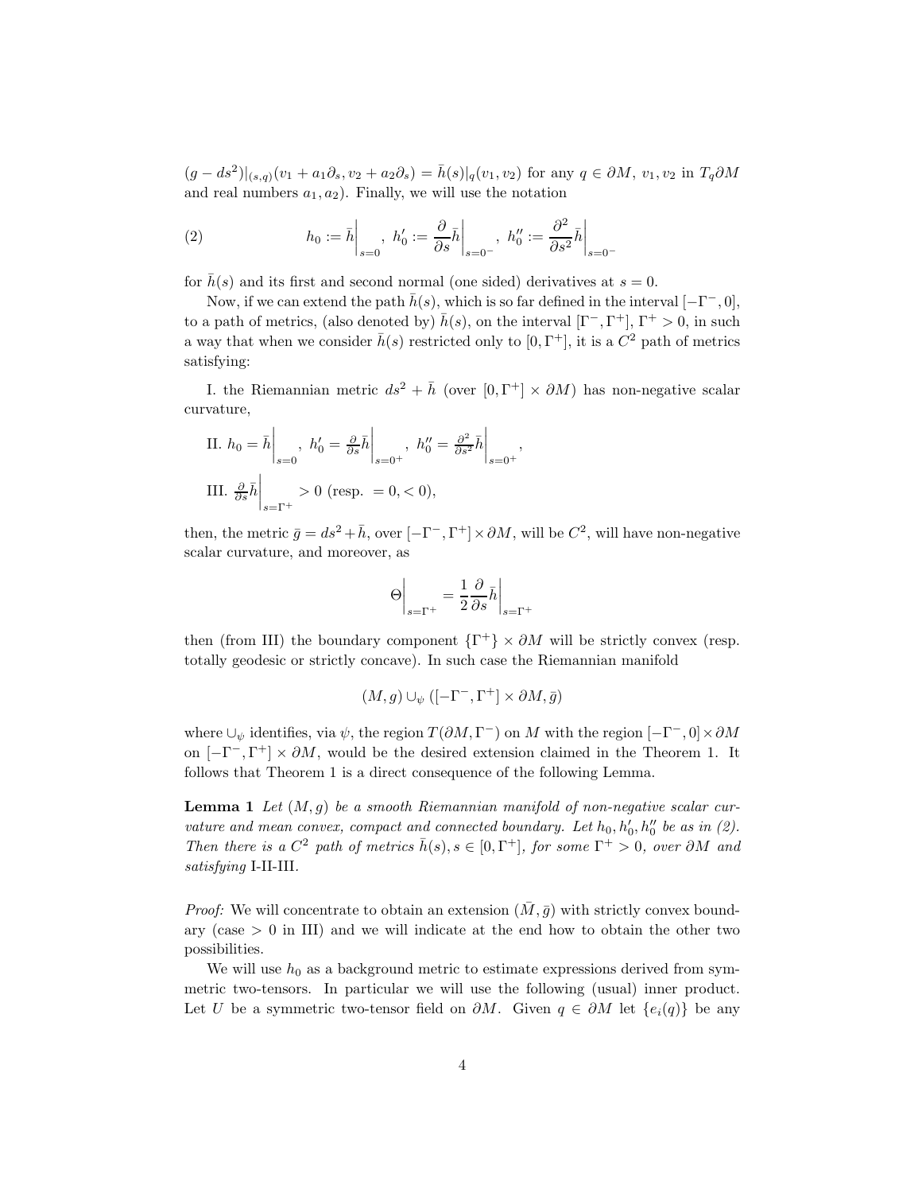$(g - ds^2)|_{(s,q)}(v_1 + a_1\partial_s, v_2 + a_2\partial_s) = \bar{h}(s)|_q(v_1, v_2)$ for any $q \in \partial M$, $v_1, v_2$ in $T_q\partial M$ and real numbers $a_1, a_2$). Finally, we will use the notation

$$h_0 := \bar{h}\bigg|_{s=0},\ h_0' := \frac{\partial}{\partial s}\bar{h}\bigg|_{s=0^-},\ h_0'' := \frac{\partial^2}{\partial s^2}\bar{h}\bigg|_{s=0^-} \tag{2}$$

for $\bar{h}(s)$ and its first and second normal (one sided) derivatives at $s = 0$.

Now, if we can extend the path $\bar{h}(s)$, which is so far defined in the interval $[-\Gamma^-, 0]$, to a path of metrics, (also denoted by) $\bar{h}(s)$, on the interval $[\Gamma^-, \Gamma^+]$, $\Gamma^+ > 0$, in such a way that when we consider $\bar{h}(s)$ restricted only to $[0, \Gamma^+]$, it is a $C^2$ path of metrics satisfying:

I. the Riemannian metric $ds^2 + \bar{h}$ (over $[0, \Gamma^+] \times \partial M$) has non-negative scalar curvature,

II. $h_0 = \bar{h}\Big|_{s=0},\ h_0' = \frac{\partial}{\partial s}\bar{h}\Big|_{s=0^+},\ h_0'' = \frac{\partial^2}{\partial s^2}\bar{h}\Big|_{s=0^+}$,

III. $\frac{\partial}{\partial s}\bar{h}\Big|_{s=\Gamma^+} > 0$ (resp. $= 0, < 0$),

then, the metric $\bar{g} = ds^2 + \bar{h}$, over $[-\Gamma^-, \Gamma^+] \times \partial M$, will be $C^2$, will have non-negative scalar curvature, and moreover, as

$$\Theta\bigg|_{s=\Gamma^+} = \frac{1}{2}\frac{\partial}{\partial s}\bar{h}\bigg|_{s=\Gamma^+}$$

then (from III) the boundary component $\{\Gamma^+\} \times \partial M$ will be strictly convex (resp. totally geodesic or strictly concave). In such case the Riemannian manifold

$$(M, g) \cup_\psi ([-\Gamma^-, \Gamma^+] \times \partial M, \bar{g})$$

where $\cup_\psi$ identifies, via $\psi$, the region $T(\partial M, \Gamma^-)$ on $M$ with the region $[-\Gamma^-, 0] \times \partial M$ on $[-\Gamma^-, \Gamma^+] \times \partial M$, would be the desired extension claimed in the Theorem 1. It follows that Theorem 1 is a direct consequence of the following Lemma.

**Lemma 1** *Let $(M, g)$ be a smooth Riemannian manifold of non-negative scalar curvature and mean convex, compact and connected boundary. Let $h_0, h_0', h_0''$ be as in (2). Then there is a $C^2$ path of metrics $\bar{h}(s), s \in [0, \Gamma^+]$, for some $\Gamma^+ > 0$, over $\partial M$ and satisfying* I-II-III.

*Proof:* We will concentrate to obtain an extension $(\bar{M}, \bar{g})$ with strictly convex boundary (case $> 0$ in III) and we will indicate at the end how to obtain the other two possibilities.

We will use $h_0$ as a background metric to estimate expressions derived from symmetric two-tensors. In particular we will use the following (usual) inner product. Let $U$ be a symmetric two-tensor field on $\partial M$. Given $q \in \partial M$ let $\{e_i(q)\}$ be any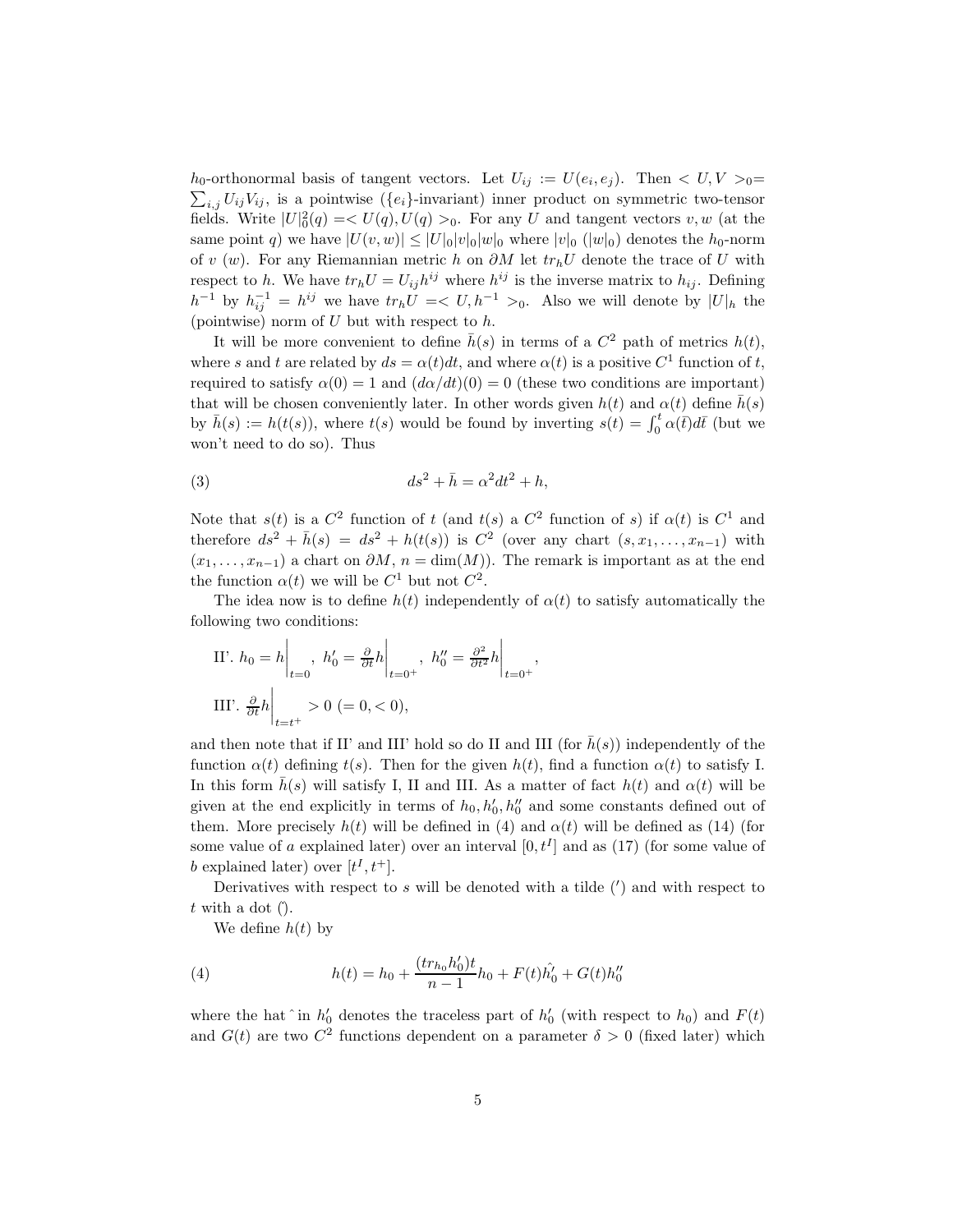$h_0$-orthonormal basis of tangent vectors. Let $U_{ij} := U(e_i, e_j)$. Then $< U, V >_0 = \sum_{i,j} U_{ij}V_{ij}$, is a pointwise ($\{e_i\}$-invariant) inner product on symmetric two-tensor fields. Write $|U|_0^2(q) =< U(q), U(q) >_0$. For any $U$ and tangent vectors $v, w$ (at the same point $q$) we have $|U(v,w)| \leq |U|_0|v|_0|w|_0$ where $|v|_0$ ($|w|_0$) denotes the $h_0$-norm of $v$ ($w$). For any Riemannian metric $h$ on $\partial M$ let $tr_h U$ denote the trace of $U$ with respect to $h$. We have $tr_h U = U_{ij}h^{ij}$ where $h^{ij}$ is the inverse matrix to $h_{ij}$. Defining $h^{-1}$ by $h^{-1}_{ij} = h^{ij}$ we have $tr_h U =< U, h^{-1} >_0$. Also we will denote by $|U|_h$ the (pointwise) norm of $U$ but with respect to $h$.

It will be more convenient to define $\bar{h}(s)$ in terms of a $C^2$ path of metrics $h(t)$, where $s$ and $t$ are related by $ds = \alpha(t)dt$, and where $\alpha(t)$ is a positive $C^1$ function of $t$, required to satisfy $\alpha(0) = 1$ and $(d\alpha/dt)(0) = 0$ (these two conditions are important) that will be chosen conveniently later. In other words given $h(t)$ and $\alpha(t)$ define $\bar{h}(s)$ by $\bar{h}(s) := h(t(s))$, where $t(s)$ would be found by inverting $s(t) = \int_0^t \alpha(\bar{t})d\bar{t}$ (but we won't need to do so). Thus

$$ds^2 + \bar{h} = \alpha^2 dt^2 + h, \tag{3}$$

Note that $s(t)$ is a $C^2$ function of $t$ (and $t(s)$ a $C^2$ function of $s$) if $\alpha(t)$ is $C^1$ and therefore $ds^2 + \bar{h}(s) = ds^2 + h(t(s))$ is $C^2$ (over any chart $(s, x_1, \ldots, x_{n-1})$ with $(x_1, \ldots, x_{n-1})$ a chart on $\partial M$, $n = \dim(M)$). The remark is important as at the end the function $\alpha(t)$ we will be $C^1$ but not $C^2$.

The idea now is to define $h(t)$ independently of $\alpha(t)$ to satisfy automatically the following two conditions:

II'. $h_0 = h\Big|_{t=0}$, $h_0' = \frac{\partial}{\partial t}h\Big|_{t=0^+}$, $h_0'' = \frac{\partial^2}{\partial t^2}h\Big|_{t=0^+}$,

III'. $\frac{\partial}{\partial t}h\Big|_{t=t^+} > 0$ $(= 0, < 0)$,

and then note that if II' and III' hold so do II and III (for $\bar{h}(s)$) independently of the function $\alpha(t)$ defining $t(s)$. Then for the given $h(t)$, find a function $\alpha(t)$ to satisfy I. In this form $\bar{h}(s)$ will satisfy I, II and III. As a matter of fact $h(t)$ and $\alpha(t)$ will be given at the end explicitly in terms of $h_0, h_0', h_0''$ and some constants defined out of them. More precisely $h(t)$ will be defined in (4) and $\alpha(t)$ will be defined as (14) (for some value of $a$ explained later) over an interval $[0, t^I]$ and as (17) (for some value of $b$ explained later) over $[t^I, t^+]$.

Derivatives with respect to $s$ will be denoted with a tilde ($'$) and with respect to $t$ with a dot ($\dot{}$).

We define $h(t)$ by

$$h(t) = h_0 + \frac{(tr_{h_0}h_0')t}{n-1}h_0 + F(t)\hat{h_0'} + G(t)h_0'' \tag{4}$$

where the hat $\hat{}$ in $h_0'$ denotes the traceless part of $h_0'$ (with respect to $h_0$) and $F(t)$ and $G(t)$ are two $C^2$ functions dependent on a parameter $\delta > 0$ (fixed later) which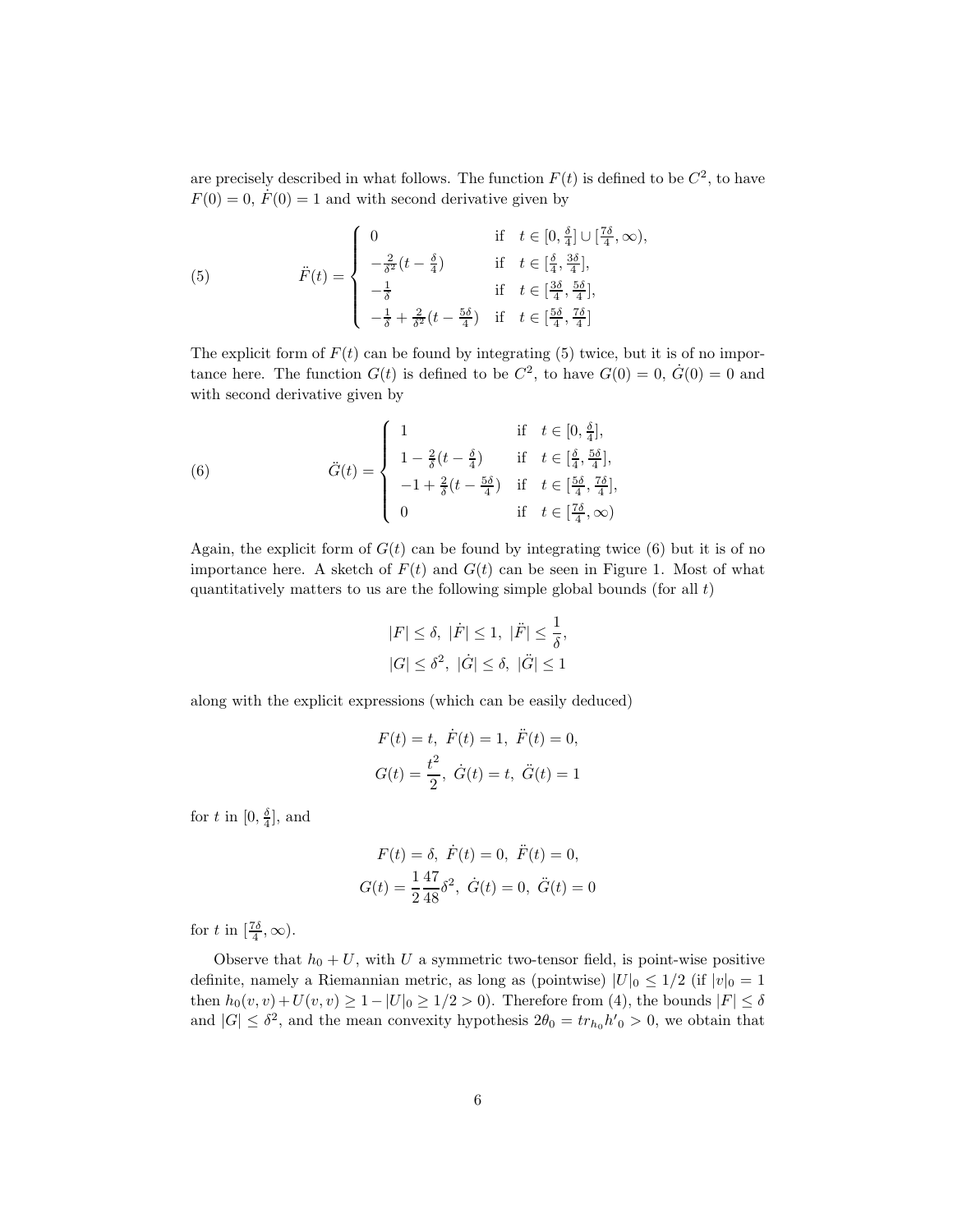are precisely described in what follows. The function $F(t)$ is defined to be $C^2$, to have $F(0) = 0$, $\dot{F}(0) = 1$ and with second derivative given by

$$
\ddot{F}(t) = \begin{cases} 0 & \text{if} \quad t \in [0, \frac{\delta}{4}] \cup [\frac{7\delta}{4}, \infty), \\ -\frac{2}{\delta^2}(t - \frac{\delta}{4}) & \text{if} \quad t \in [\frac{\delta}{4}, \frac{3\delta}{4}], \\ -\frac{1}{\delta} & \text{if} \quad t \in [\frac{3\delta}{4}, \frac{5\delta}{4}], \\ -\frac{1}{\delta} + \frac{2}{\delta^2}(t - \frac{5\delta}{4}) & \text{if} \quad t \in [\frac{5\delta}{4}, \frac{7\delta}{4}] \end{cases} \tag{5}
$$

The explicit form of $F(t)$ can be found by integrating (5) twice, but it is of no importance here. The function $G(t)$ is defined to be $C^2$, to have $G(0) = 0$, $\dot{G}(0) = 0$ and with second derivative given by

$$
\ddot{G}(t) = \begin{cases} 1 & \text{if} \quad t \in [0, \frac{\delta}{4}], \\ 1 - \frac{2}{\delta}(t - \frac{\delta}{4}) & \text{if} \quad t \in [\frac{\delta}{4}, \frac{5\delta}{4}], \\ -1 + \frac{2}{\delta}(t - \frac{5\delta}{4}) & \text{if} \quad t \in [\frac{5\delta}{4}, \frac{7\delta}{4}], \\ 0 & \text{if} \quad t \in [\frac{7\delta}{4}, \infty) \end{cases} \tag{6}
$$

Again, the explicit form of $G(t)$ can be found by integrating twice (6) but it is of no importance here. A sketch of $F(t)$ and $G(t)$ can be seen in Figure 1. Most of what quantitatively matters to us are the following simple global bounds (for all $t$)

$$
|F| \leq \delta, \ |\dot{F}| \leq 1, \ |\ddot{F}| \leq \frac{1}{\delta},
$$
$$
|G| \leq \delta^2, \ |\dot{G}| \leq \delta, \ |\ddot{G}| \leq 1
$$

along with the explicit expressions (which can be easily deduced)

$$
F(t) = t, \ \dot{F}(t) = 1, \ \ddot{F}(t) = 0,
$$
$$
G(t) = \frac{t^2}{2}, \ \dot{G}(t) = t, \ \ddot{G}(t) = 1
$$

for $t$ in $[0, \frac{\delta}{4}]$, and

$$
F(t) = \delta, \ \dot{F}(t) = 0, \ \ddot{F}(t) = 0,
$$
$$
G(t) = \frac{1}{2}\frac{47}{48}\delta^2, \ \dot{G}(t) = 0, \ \ddot{G}(t) = 0
$$

for $t$ in $[\frac{7\delta}{4}, \infty)$.

Observe that $h_0 + U$, with $U$ a symmetric two-tensor field, is point-wise positive definite, namely a Riemannian metric, as long as (pointwise) $|U|_0 \leq 1/2$ (if $|v|_0 = 1$ then $h_0(v, v) + U(v, v) \geq 1 - |U|_0 \geq 1/2 > 0$). Therefore from (4), the bounds $|F| \leq \delta$ and $|G| \leq \delta^2$, and the mean convexity hypothesis $2\theta_0 = tr_{h_0} h'_0 > 0$, we obtain that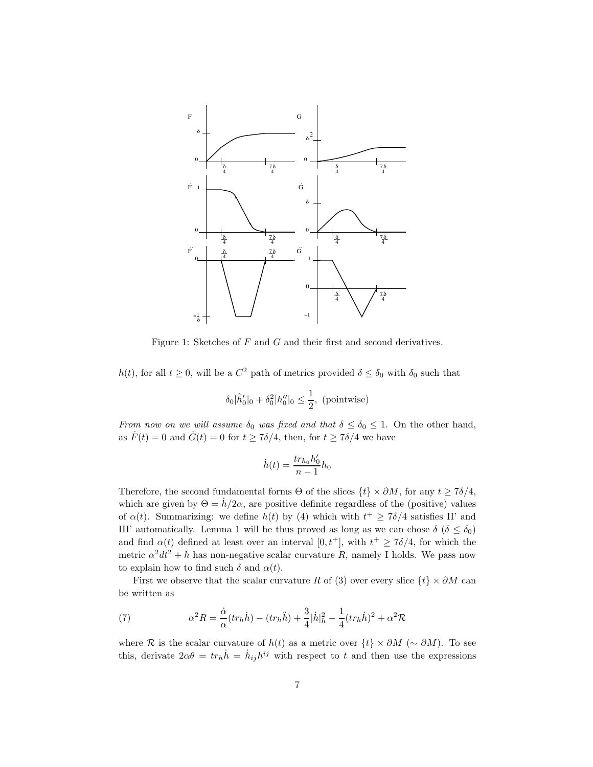Figure 1: Sketches of $F$ and $G$ and their first and second derivatives.

$h(t)$, for all $t \geq 0$, will be a $C^2$ path of metrics provided $\delta \leq \delta_0$ with $\delta_0$ such that

$$\delta_0 |\hat{h}_0'|_0 + \delta_0^2 |h_0''|_0 \leq \frac{1}{2}, \text{ (pointwise)}$$

*From now on we will assume $\delta_0$ was fixed and that $\delta \leq \delta_0 \leq 1$.* On the other hand, as $\dot{F}(t) = 0$ and $\dot{G}(t) = 0$ for $t \geq 7\delta/4$, then, for $t \geq 7\delta/4$ we have

$$\dot{h}(t) = \frac{tr_{h_0} h_0'}{n-1} h_0$$

Therefore, the second fundamental forms $\Theta$ of the slices $\{t\} \times \partial M$, for any $t \geq 7\delta/4$, which are given by $\Theta = \dot{h}/2\alpha$, are positive definite regardless of the (positive) values of $\alpha(t)$. Summarizing: we define $h(t)$ by (4) which with $t^+ \geq 7\delta/4$ satisfies II' and III' automatically. Lemma 1 will be thus proved as long as we can chose $\delta$ ($\delta \leq \delta_0$) and find $\alpha(t)$ defined at least over an interval $[0, t^+]$, with $t^+ \geq 7\delta/4$, for which the metric $\alpha^2 dt^2 + h$ has non-negative scalar curvature $R$, namely I holds. We pass now to explain how to find such $\delta$ and $\alpha(t)$.

First we observe that the scalar curvature $R$ of (3) over every slice $\{t\} \times \partial M$ can be written as

$$\alpha^2 R = \frac{\dot{\alpha}}{\alpha}(tr_h \dot{h}) - (tr_h \ddot{h}) + \frac{3}{4}|\dot{h}|_h^2 - \frac{1}{4}(tr_h \dot{h})^2 + \alpha^2 \mathcal{R} \tag{7}$$

where $\mathcal{R}$ is the scalar curvature of $h(t)$ as a metric over $\{t\} \times \partial M$ ($\sim \partial M$). To see this, derivate $2\alpha\theta = tr_h \dot{h} = \dot{h}_{ij} h^{ij}$ with respect to $t$ and then use the expressions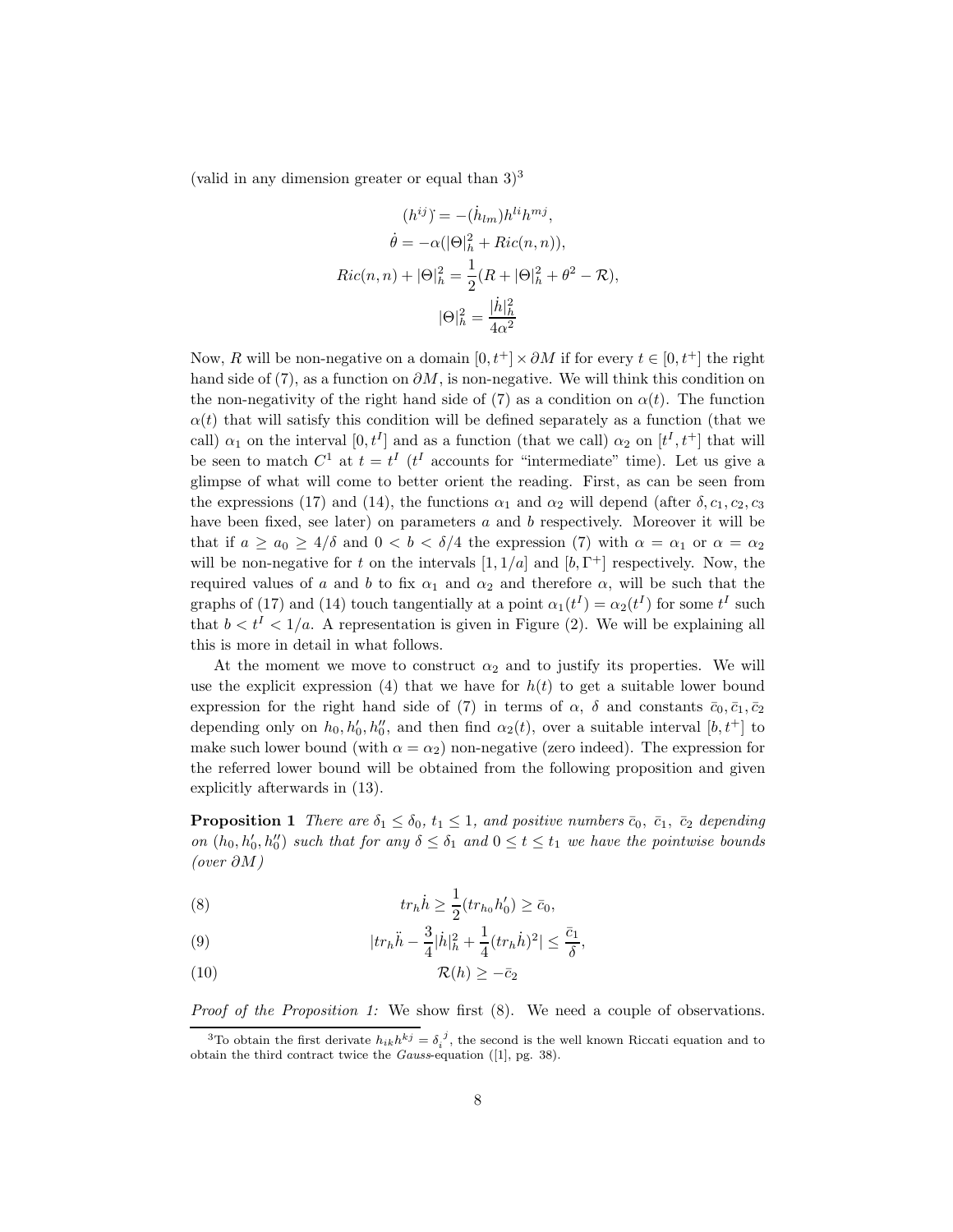(valid in any dimension greater or equal than 3)[3]

$$
\begin{aligned}
(h^{ij})^{\cdot} &= -(\dot{h}_{lm})h^{li}h^{mj},\\
\dot{\theta} &= -\alpha(|\Theta|_h^2 + Ric(n,n)),\\
Ric(n,n) + |\Theta|_h^2 &= \frac{1}{2}(R + |\Theta|_h^2 + \theta^2 - \mathcal{R}),\\
|\Theta|_h^2 &= \frac{|\dot{h}|_h^2}{4\alpha^2}
\end{aligned}
$$

Now, $R$ will be non-negative on a domain $[0,t^+]\times\partial M$ if for every $t\in[0,t^+]$ the right hand side of (7), as a function on $\partial M$, is non-negative. We will think this condition on the non-negativity of the right hand side of (7) as a condition on $\alpha(t)$. The function $\alpha(t)$ that will satisfy this condition will be defined separately as a function (that we call) $\alpha_1$ on the interval $[0,t^I]$ and as a function (that we call) $\alpha_2$ on $[t^I,t^+]$ that will be seen to match $C^1$ at $t=t^I$ ($t^I$ accounts for "intermediate" time). Let us give a glimpse of what will come to better orient the reading. First, as can be seen from the expressions (17) and (14), the functions $\alpha_1$ and $\alpha_2$ will depend (after $\delta, c_1, c_2, c_3$ have been fixed, see later) on parameters $a$ and $b$ respectively. Moreover it will be that if $a\geq a_0\geq 4/\delta$ and $0<b<\delta/4$ the expression (7) with $\alpha=\alpha_1$ or $\alpha=\alpha_2$ will be non-negative for $t$ on the intervals $[1,1/a]$ and $[b,\Gamma^+]$ respectively. Now, the required values of $a$ and $b$ to fix $\alpha_1$ and $\alpha_2$ and therefore $\alpha$, will be such that the graphs of (17) and (14) touch tangentially at a point $\alpha_1(t^I)=\alpha_2(t^I)$ for some $t^I$ such that $b<t^I<1/a$. A representation is given in Figure (2). We will be explaining all this is more in detail in what follows.

At the moment we move to construct $\alpha_2$ and to justify its properties. We will use the explicit expression (4) that we have for $h(t)$ to get a suitable lower bound expression for the right hand side of (7) in terms of $\alpha$, $\delta$ and constants $\bar{c}_0, \bar{c}_1, \bar{c}_2$ depending only on $h_0, h_0', h_0''$, and then find $\alpha_2(t)$, over a suitable interval $[b,t^+]$ to make such lower bound (with $\alpha=\alpha_2$) non-negative (zero indeed). The expression for the referred lower bound will be obtained from the following proposition and given explicitly afterwards in (13).

**Proposition 1** *There are $\delta_1\leq\delta_0$, $t_1\leq 1$, and positive numbers $\bar{c}_0$, $\bar{c}_1$, $\bar{c}_2$ depending on $(h_0,h_0',h_0'')$ such that for any $\delta\leq\delta_1$ and $0\leq t\leq t_1$ we have the pointwise bounds (over $\partial M$)*

$$
tr_h\dot{h} \geq \frac{1}{2}(tr_{h_0}h_0') \geq \bar{c}_0, \tag{8}
$$

$$
|tr_h\ddot{h} - \frac{3}{4}|\dot{h}|_h^2 + \frac{1}{4}(tr_h\dot{h})^2| \leq \frac{\bar{c}_1}{\delta}, \tag{9}
$$

$$
\mathcal{R}(h) \geq -\bar{c}_2 \tag{10}
$$

*Proof of the Proposition 1:* We show first (8). We need a couple of observations.

[3] To obtain the first derivate $h_{ik}h^{kj}=\delta_i^{\ j}$, the second is the well known Riccati equation and to obtain the third contract twice the *Gauss*-equation ([1], pg. 38).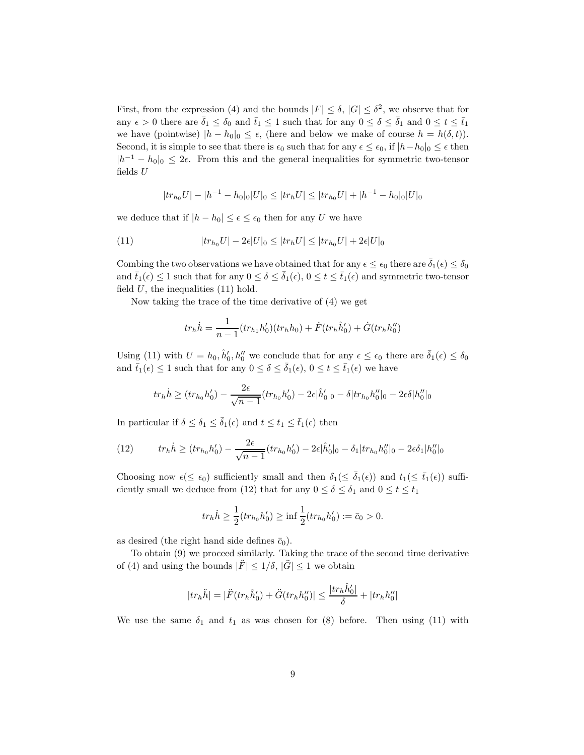First, from the expression (4) and the bounds $|F| \leq \delta$, $|G| \leq \delta^2$, we observe that for any $\epsilon > 0$ there are $\bar{\delta}_1 \leq \delta_0$ and $\bar{t}_1 \leq 1$ such that for any $0 \leq \delta \leq \bar{\delta}_1$ and $0 \leq t \leq \bar{t}_1$ we have (pointwise) $|h - h_0|_0 \leq \epsilon$, (here and below we make of course $h = h(\delta, t)$). Second, it is simple to see that there is $\epsilon_0$ such that for any $\epsilon \leq \epsilon_0$, if $|h - h_0|_0 \leq \epsilon$ then $|h^{-1} - h_0|_0 \leq 2\epsilon$. From this and the general inequalities for symmetric two-tensor fields $U$

$$|tr_{h_0} U| - |h^{-1} - h_0|_0 |U|_0 \leq |tr_h U| \leq |tr_{h_0} U| + |h^{-1} - h_0|_0 |U|_0$$

we deduce that if $|h - h_0| \leq \epsilon \leq \epsilon_0$ then for any $U$ we have

$$|tr_{h_0} U| - 2\epsilon |U|_0 \leq |tr_h U| \leq |tr_{h_0} U| + 2\epsilon |U|_0 \tag{11}$$

Combing the two observations we have obtained that for any $\epsilon \leq \epsilon_0$ there are $\bar{\delta}_1(\epsilon) \leq \delta_0$ and $\bar{t}_1(\epsilon) \leq 1$ such that for any $0 \leq \delta \leq \bar{\delta}_1(\epsilon)$, $0 \leq t \leq \bar{t}_1(\epsilon)$ and symmetric two-tensor field $U$, the inequalities (11) hold.

Now taking the trace of the time derivative of (4) we get

$$tr_h \dot{h} = \frac{1}{n-1}(tr_{h_0} h_0')(tr_h h_0) + \dot{F}(tr_h \hat{h}_0') + \dot{G}(tr_h h_0'')$$

Using (11) with $U = h_0, \hat{h}_0', h_0''$ we conclude that for any $\epsilon \leq \epsilon_0$ there are $\bar{\delta}_1(\epsilon) \leq \delta_0$ and $\bar{t}_1(\epsilon) \leq 1$ such that for any $0 \leq \delta \leq \bar{\delta}_1(\epsilon)$, $0 \leq t \leq \bar{t}_1(\epsilon)$ we have

$$tr_h \dot{h} \geq (tr_{h_0} h_0') - \frac{2\epsilon}{\sqrt{n-1}}(tr_{h_0} h_0') - 2\epsilon |\hat{h}_0'|_0 - \delta |tr_{h_0} h_0''|_0 - 2\epsilon\delta |h_0''|_0$$

In particular if $\delta \leq \delta_1 \leq \bar{\delta}_1(\epsilon)$ and $t \leq t_1 \leq \bar{t}_1(\epsilon)$ then

$$tr_h \dot{h} \geq (tr_{h_0} h_0') - \frac{2\epsilon}{\sqrt{n-1}}(tr_{h_0} h_0') - 2\epsilon |\hat{h}_0'|_0 - \delta_1 |tr_{h_0} h_0''|_0 - 2\epsilon\delta_1 |h_0''|_0 \tag{12}$$

Choosing now $\epsilon (\leq \epsilon_0)$ sufficiently small and then $\delta_1 (\leq \bar{\delta}_1(\epsilon))$ and $t_1 (\leq \bar{t}_1(\epsilon))$ sufficiently small we deduce from (12) that for any $0 \leq \delta \leq \delta_1$ and $0 \leq t \leq t_1$

$$tr_h \dot{h} \geq \frac{1}{2}(tr_{h_0} h_0') \geq \inf \frac{1}{2}(tr_{h_0} h_0') := \bar{c}_0 > 0.$$

as desired (the right hand side defines $\bar{c}_0$).

To obtain (9) we proceed similarly. Taking the trace of the second time derivative of (4) and using the bounds $|\ddot{F}| \leq 1/\delta$, $|\ddot{G}| \leq 1$ we obtain

$$|tr_h \ddot{h}| = |\ddot{F}(tr_h \hat{h}_0') + \ddot{G}(tr_h h_0'')| \leq \frac{|tr_h \hat{h}_0'|}{\delta} + |tr_h h_0''|$$

We use the same $\delta_1$ and $t_1$ as was chosen for (8) before. Then using (11) with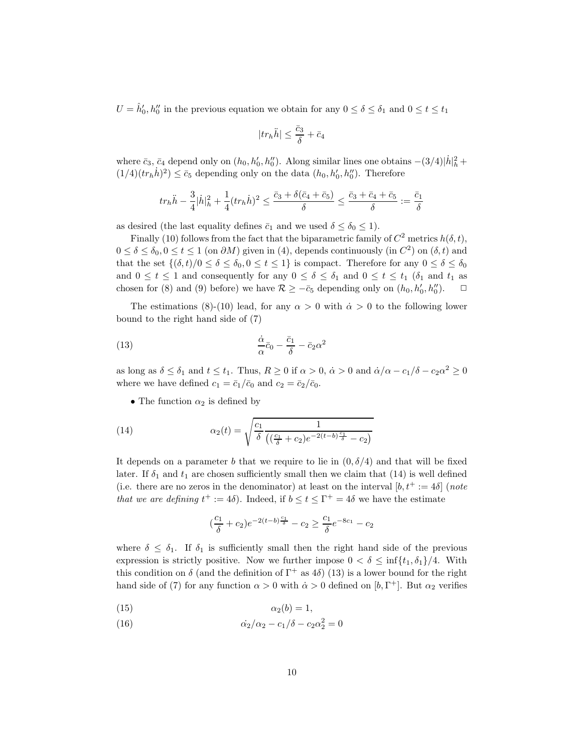$U = \hat{h}_0', h_0''$ in the previous equation we obtain for any $0 \leq \delta \leq \delta_1$ and $0 \leq t \leq t_1$

$$|tr_h \ddot{h}| \leq \frac{\bar{c}_3}{\delta} + \bar{c}_4$$

where $\bar{c}_3$, $\bar{c}_4$ depend only on $(h_0, h_0', h_0'')$. Along similar lines one obtains $-(3/4)|\dot{h}|_h^2 + (1/4)(tr_h \dot{h})^2) \leq \bar{c}_5$ depending only on the data $(h_0, h_0', h_0'')$. Therefore

$$tr_h \ddot{h} - \frac{3}{4}|\dot{h}|_h^2 + \frac{1}{4}(tr_h \dot{h})^2 \leq \frac{\bar{c}_3 + \delta(\bar{c}_4 + \bar{c}_5)}{\delta} \leq \frac{\bar{c}_3 + \bar{c}_4 + \bar{c}_5}{\delta} := \frac{\bar{c}_1}{\delta}$$

as desired (the last equality defines $\bar{c}_1$ and we used $\delta \leq \delta_0 \leq 1$).

Finally (10) follows from the fact that the biparametric family of $C^2$ metrics $h(\delta, t)$, $0 \leq \delta \leq \delta_0, 0 \leq t \leq 1$ (on $\partial M$) given in (4), depends continuously (in $C^2$) on $(\delta, t)$ and that the set $\{(\delta, t)/0 \leq \delta \leq \delta_0, 0 \leq t \leq 1\}$ is compact. Therefore for any $0 \leq \delta \leq \delta_0$ and $0 \leq t \leq 1$ and consequently for any $0 \leq \delta \leq \delta_1$ and $0 \leq t \leq t_1$ ($\delta_1$ and $t_1$ as chosen for (8) and (9) before) we have $\mathcal{R} \geq -\bar{c}_5$ depending only on $(h_0, h_0', h_0'')$. $\Box$

The estimations (8)-(10) lead, for any $\alpha > 0$ with $\dot{\alpha} > 0$ to the following lower bound to the right hand side of (7)

$$\frac{\dot{\alpha}}{\alpha}\bar{c}_0 - \frac{\bar{c}_1}{\delta} - \bar{c}_2 \alpha^2 \tag{13}$$

as long as $\delta \leq \delta_1$ and $t \leq t_1$. Thus, $R \geq 0$ if $\alpha > 0$, $\dot{\alpha} > 0$ and $\dot{\alpha}/\alpha - c_1/\delta - c_2\alpha^2 \geq 0$ where we have defined $c_1 = \bar{c}_1/\bar{c}_0$ and $c_2 = \bar{c}_2/\bar{c}_0$.

- The function $\alpha_2$ is defined by

$$\alpha_2(t) = \sqrt{\frac{c_1}{\delta} \frac{1}{\left( (\frac{c_1}{\delta} + c_2) e^{-2(t-b)\frac{c_1}{\delta}} - c_2 \right)}} \tag{14}$$

It depends on a parameter $b$ that we require to lie in $(0, \delta/4)$ and that will be fixed later. If $\delta_1$ and $t_1$ are chosen sufficiently small then we claim that (14) is well defined (i.e. there are no zeros in the denominator) at least on the interval $[b, t^+ := 4\delta]$ (*note that we are defining* $t^+ := 4\delta$). Indeed, if $b \leq t \leq \Gamma^+ = 4\delta$ we have the estimate

$$(\frac{c_1}{\delta} + c_2) e^{-2(t-b)\frac{c_1}{\delta}} - c_2 \geq \frac{c_1}{\delta} e^{-8c_1} - c_2$$

where $\delta \leq \delta_1$. If $\delta_1$ is sufficiently small then the right hand side of the previous expression is strictly positive. Now we further impose $0 < \delta \leq \inf\{t_1, \delta_1\}/4$. With this condition on $\delta$ (and the definition of $\Gamma^+$ as $4\delta$) (13) is a lower bound for the right hand side of (7) for any function $\alpha > 0$ with $\dot{\alpha} > 0$ defined on $[b, \Gamma^+]$. But $\alpha_2$ verifies

$$\alpha_2(b) = 1, \tag{15}$$

$$\dot{\alpha_2}/\alpha_2 - c_1/\delta - c_2 \alpha_2^2 = 0 \tag{16}$$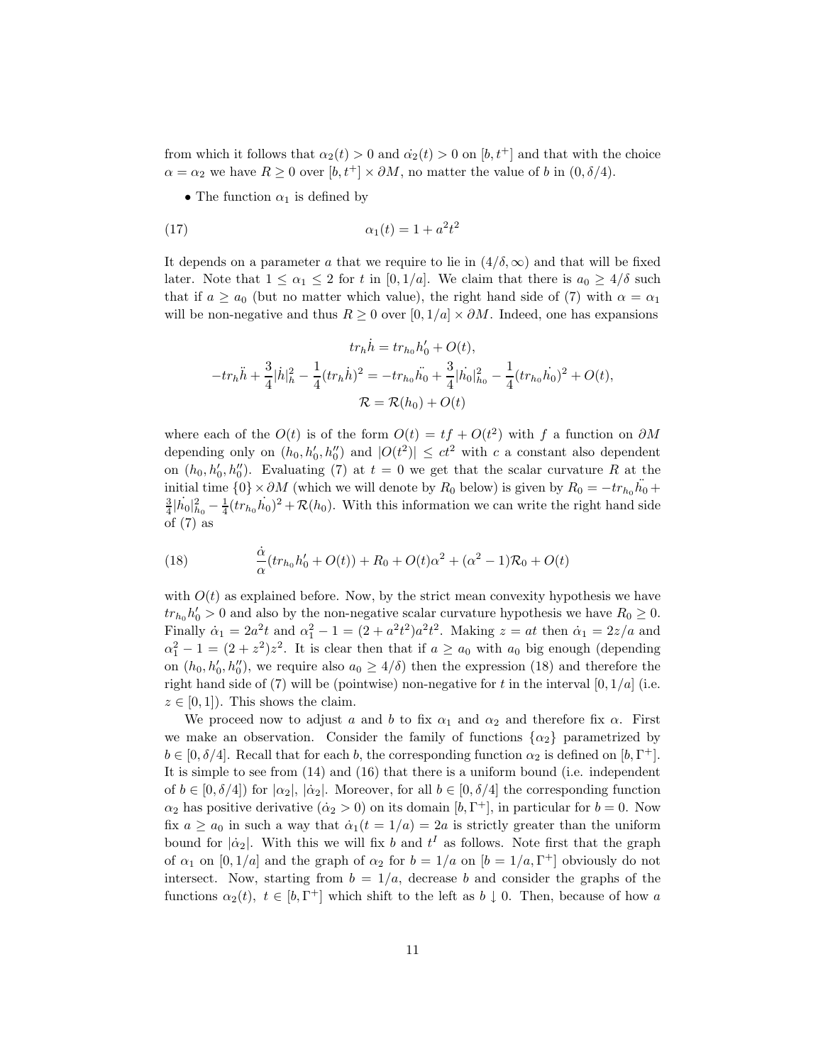from which it follows that $\alpha_2(t) > 0$ and $\dot{\alpha_2}(t) > 0$ on $[b, t^+]$ and that with the choice $\alpha = \alpha_2$ we have $R \geq 0$ over $[b, t^+] \times \partial M$, no matter the value of $b$ in $(0, \delta/4)$.

- The function $\alpha_1$ is defined by

$$\alpha_1(t) = 1 + a^2 t^2 \tag{17}$$

It depends on a parameter $a$ that we require to lie in $(4/\delta, \infty)$ and that will be fixed later. Note that $1 \leq \alpha_1 \leq 2$ for $t$ in $[0, 1/a]$. We claim that there is $a_0 \geq 4/\delta$ such that if $a \geq a_0$ (but no matter which value), the right hand side of (7) with $\alpha = \alpha_1$ will be non-negative and thus $R \geq 0$ over $[0, 1/a] \times \partial M$. Indeed, one has expansions

$$tr_h \dot{h} = tr_{h_0} h_0' + O(t),$$
$$-tr_h \ddot{h} + \frac{3}{4}|\dot{h}|^2_h - \frac{1}{4}(tr_h \dot{h})^2 = -tr_{h_0}\ddot{h_0} + \frac{3}{4}|\dot{h_0}|^2_{h_0} - \frac{1}{4}(tr_{h_0}\dot{h_0})^2 + O(t),$$
$$\mathcal{R} = \mathcal{R}(h_0) + O(t)$$

where each of the $O(t)$ is of the form $O(t) = tf + O(t^2)$ with $f$ a function on $\partial M$ depending only on $(h_0, h_0', h_0'')$ and $|O(t^2)| \leq ct^2$ with $c$ a constant also dependent on $(h_0, h_0', h_0'')$. Evaluating (7) at $t = 0$ we get that the scalar curvature $R$ at the initial time $\{0\} \times \partial M$ (which we will denote by $R_0$ below) is given by $R_0 = -tr_{h_0}\ddot{h_0} + \frac{3}{4}|\dot{h_0}|^2_{h_0} - \frac{1}{4}(tr_{h_0}\dot{h_0})^2 + \mathcal{R}(h_0)$. With this information we can write the right hand side of (7) as

$$\frac{\dot{\alpha}}{\alpha}(tr_{h_0} h_0' + O(t)) + R_0 + O(t)\alpha^2 + (\alpha^2 - 1)\mathcal{R}_0 + O(t) \tag{18}$$

with $O(t)$ as explained before. Now, by the strict mean convexity hypothesis we have $tr_{h_0} h_0' > 0$ and also by the non-negative scalar curvature hypothesis we have $R_0 \geq 0$. Finally $\dot{\alpha}_1 = 2a^2 t$ and $\alpha_1^2 - 1 = (2 + a^2 t^2) a^2 t^2$. Making $z = at$ then $\dot{\alpha}_1 = 2z/a$ and $\alpha_1^2 - 1 = (2 + z^2) z^2$. It is clear then that if $a \geq a_0$ with $a_0$ big enough (depending on $(h_0, h_0', h_0'')$, we require also $a_0 \geq 4/\delta$) then the expression (18) and therefore the right hand side of (7) will be (pointwise) non-negative for $t$ in the interval $[0, 1/a]$ (i.e. $z \in [0, 1]$). This shows the claim.

We proceed now to adjust $a$ and $b$ to fix $\alpha_1$ and $\alpha_2$ and therefore fix $\alpha$. First we make an observation. Consider the family of functions $\{\alpha_2\}$ parametrized by $b \in [0, \delta/4]$. Recall that for each $b$, the corresponding function $\alpha_2$ is defined on $[b, \Gamma^+]$. It is simple to see from (14) and (16) that there is a uniform bound (i.e. independent of $b \in [0, \delta/4]$) for $|\alpha_2|$, $|\dot{\alpha}_2|$. Moreover, for all $b \in [0, \delta/4]$ the corresponding function $\alpha_2$ has positive derivative ($\dot{\alpha}_2 > 0$) on its domain $[b, \Gamma^+]$, in particular for $b = 0$. Now fix $a \geq a_0$ in such a way that $\dot{\alpha}_1(t = 1/a) = 2a$ is strictly greater than the uniform bound for $|\dot{\alpha}_2|$. With this we will fix $b$ and $t^I$ as follows. Note first that the graph of $\alpha_1$ on $[0, 1/a]$ and the graph of $\alpha_2$ for $b = 1/a$ on $[b = 1/a, \Gamma^+]$ obviously do not intersect. Now, starting from $b = 1/a$, decrease $b$ and consider the graphs of the functions $\alpha_2(t)$, $t \in [b, \Gamma^+]$ which shift to the left as $b \downarrow 0$. Then, because of how $a$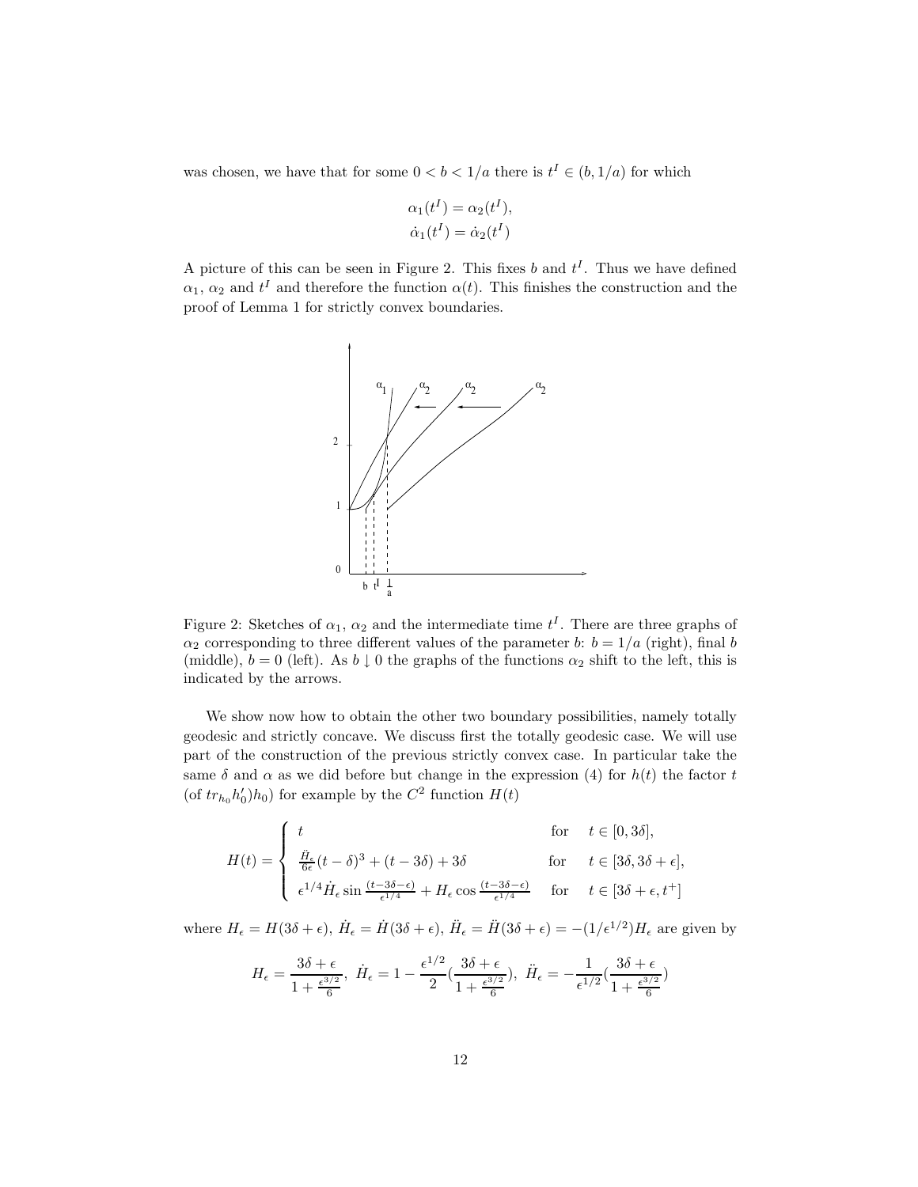was chosen, we have that for some $0 < b < 1/a$ there is $t^I \in (b, 1/a)$ for which

$$\alpha_1(t^I) = \alpha_2(t^I),$$
$$\dot\alpha_1(t^I) = \dot\alpha_2(t^I)$$

A picture of this can be seen in Figure 2. This fixes $b$ and $t^I$. Thus we have defined $\alpha_1$, $\alpha_2$ and $t^I$ and therefore the function $\alpha(t)$. This finishes the construction and the proof of Lemma 1 for strictly convex boundaries.

Figure 2: Sketches of $\alpha_1$, $\alpha_2$ and the intermediate time $t^I$. There are three graphs of $\alpha_2$ corresponding to three different values of the parameter $b$: $b = 1/a$ (right), final $b$ (middle), $b = 0$ (left). As $b \downarrow 0$ the graphs of the functions $\alpha_2$ shift to the left, this is indicated by the arrows.

We show now how to obtain the other two boundary possibilities, namely totally geodesic and strictly concave. We discuss first the totally geodesic case. We will use part of the construction of the previous strictly convex case. In particular take the same $\delta$ and $\alpha$ as we did before but change in the expression (4) for $h(t)$ the factor $t$ (of $tr_{h_0}h_0')h_0$) for example by the $C^2$ function $H(t)$

$$H(t) = \begin{cases} t & \text{for} \quad t \in [0, 3\delta], \\ \frac{\ddot H_\epsilon}{6\epsilon}(t-\delta)^3 + (t - 3\delta) + 3\delta & \text{for} \quad t \in [3\delta, 3\delta + \epsilon], \\ \epsilon^{1/4}\dot H_\epsilon \sin\frac{(t-3\delta-\epsilon)}{\epsilon^{1/4}} + H_\epsilon \cos\frac{(t-3\delta-\epsilon)}{\epsilon^{1/4}} & \text{for} \quad t \in [3\delta+\epsilon, t^+] \end{cases}$$

where $H_\epsilon = H(3\delta + \epsilon)$, $\dot H_\epsilon = \dot H(3\delta+\epsilon)$, $\ddot H_\epsilon = \ddot H(3\delta+\epsilon) = -(1/\epsilon^{1/2})H_\epsilon$ are given by

$$H_\epsilon = \frac{3\delta+\epsilon}{1+\frac{\epsilon^{3/2}}{6}},\ \dot H_\epsilon = 1 - \frac{\epsilon^{1/2}}{2}(\frac{3\delta+\epsilon}{1+\frac{\epsilon^{3/2}}{6}}),\ \ddot H_\epsilon = -\frac{1}{\epsilon^{1/2}}(\frac{3\delta+\epsilon}{1+\frac{\epsilon^{3/2}}{6}})$$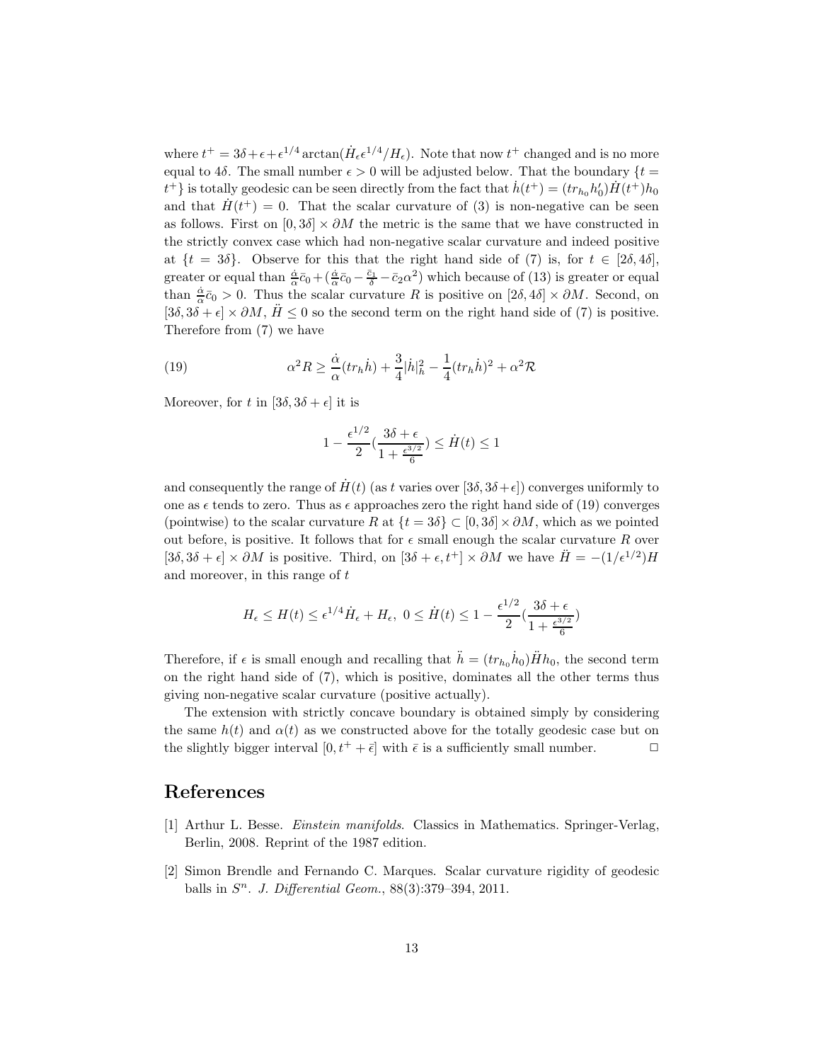where $t^+ = 3\delta + \epsilon + \epsilon^{1/4}\arctan(\dot{H}_\epsilon \epsilon^{1/4}/H_\epsilon)$. Note that now $t^+$ changed and is no more equal to $4\delta$. The small number $\epsilon > 0$ will be adjusted below. That the boundary $\{t = t^+\}$ is totally geodesic can be seen directly from the fact that $\dot{h}(t^+) = (tr_{h_0} h_0')\dot{H}(t^+)h_0$ and that $\dot{H}(t^+) = 0$. That the scalar curvature of (3) is non-negative can be seen as follows. First on $[0, 3\delta] \times \partial M$ the metric is the same that we have constructed in the strictly convex case which had non-negative scalar curvature and indeed positive at $\{t = 3\delta\}$. Observe for this that the right hand side of (7) is, for $t \in [2\delta, 4\delta]$, greater or equal than $\frac{\dot{\alpha}}{\alpha}\bar{c}_0 + (\frac{\dot{\alpha}}{\alpha}\bar{c}_0 - \frac{\bar{c}_1}{\delta} - \bar{c}_2\alpha^2)$ which because of (13) is greater or equal than $\frac{\dot{\alpha}}{\alpha}\bar{c}_0 > 0$. Thus the scalar curvature $R$ is positive on $[2\delta, 4\delta] \times \partial M$. Second, on $[3\delta, 3\delta + \epsilon] \times \partial M$, $\ddot{H} \leq 0$ so the second term on the right hand side of (7) is positive. Therefore from (7) we have

$$\alpha^2 R \geq \frac{\dot{\alpha}}{\alpha}(tr_h \dot{h}) + \frac{3}{4}|\dot{h}|_h^2 - \frac{1}{4}(tr_h \dot{h})^2 + \alpha^2 \mathcal{R} \tag{19}$$

Moreover, for $t$ in $[3\delta, 3\delta + \epsilon]$ it is

$$1 - \frac{\epsilon^{1/2}}{2}\left(\frac{3\delta + \epsilon}{1 + \frac{\epsilon^{3/2}}{6}}\right) \leq \dot{H}(t) \leq 1$$

and consequently the range of $\dot{H}(t)$ (as $t$ varies over $[3\delta, 3\delta+\epsilon]$) converges uniformly to one as $\epsilon$ tends to zero. Thus as $\epsilon$ approaches zero the right hand side of (19) converges (pointwise) to the scalar curvature $R$ at $\{t = 3\delta\} \subset [0, 3\delta] \times \partial M$, which as we pointed out before, is positive. It follows that for $\epsilon$ small enough the scalar curvature $R$ over $[3\delta, 3\delta + \epsilon] \times \partial M$ is positive. Third, on $[3\delta + \epsilon, t^+] \times \partial M$ we have $\ddot{H} = -(1/\epsilon^{1/2})H$ and moreover, in this range of $t$

$$H_\epsilon \leq H(t) \leq \epsilon^{1/4}\dot{H}_\epsilon + H_\epsilon,\ 0 \leq \dot{H}(t) \leq 1 - \frac{\epsilon^{1/2}}{2}\left(\frac{3\delta + \epsilon}{1 + \frac{\epsilon^{3/2}}{6}}\right)$$

Therefore, if $\epsilon$ is small enough and recalling that $\ddot{h} = (tr_{h_0}\dot{h}_0)\ddot{H}h_0$, the second term on the right hand side of (7), which is positive, dominates all the other terms thus giving non-negative scalar curvature (positive actually).

The extension with strictly concave boundary is obtained simply by considering the same $h(t)$ and $\alpha(t)$ as we constructed above for the totally geodesic case but on the slightly bigger interval $[0, t^+ + \bar{\epsilon}]$ with $\bar{\epsilon}$ is a sufficiently small number. □

# References

[1] Arthur L. Besse. *Einstein manifolds*. Classics in Mathematics. Springer-Verlag, Berlin, 2008. Reprint of the 1987 edition.

[2] Simon Brendle and Fernando C. Marques. Scalar curvature rigidity of geodesic balls in $S^n$. *J. Differential Geom.*, 88(3):379–394, 2011.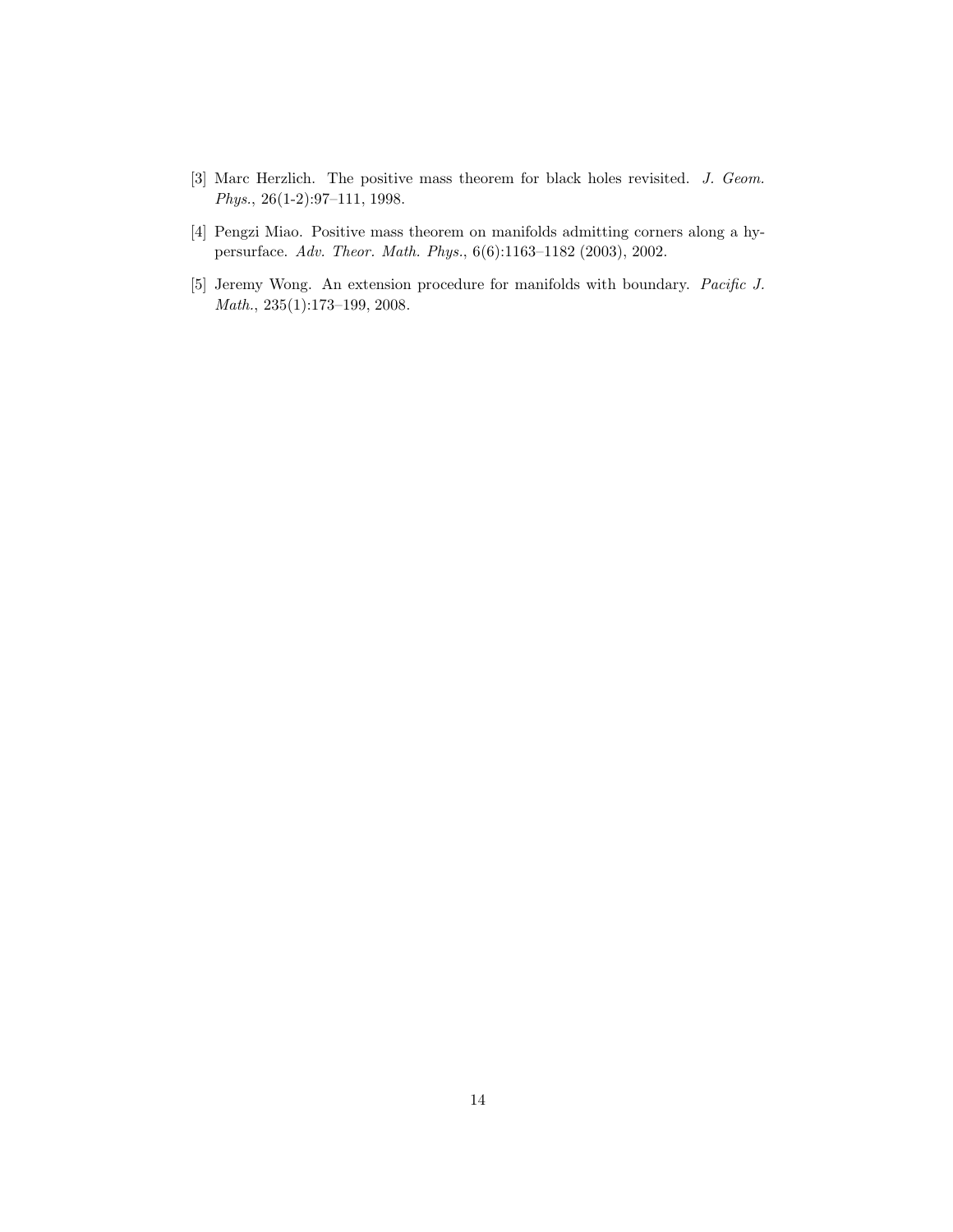[3] Marc Herzlich. The positive mass theorem for black holes revisited. *J. Geom. Phys.*, 26(1-2):97–111, 1998.

[4] Pengzi Miao. Positive mass theorem on manifolds admitting corners along a hypersurface. *Adv. Theor. Math. Phys.*, 6(6):1163–1182 (2003), 2002.

[5] Jeremy Wong. An extension procedure for manifolds with boundary. *Pacific J. Math.*, 235(1):173–199, 2008.